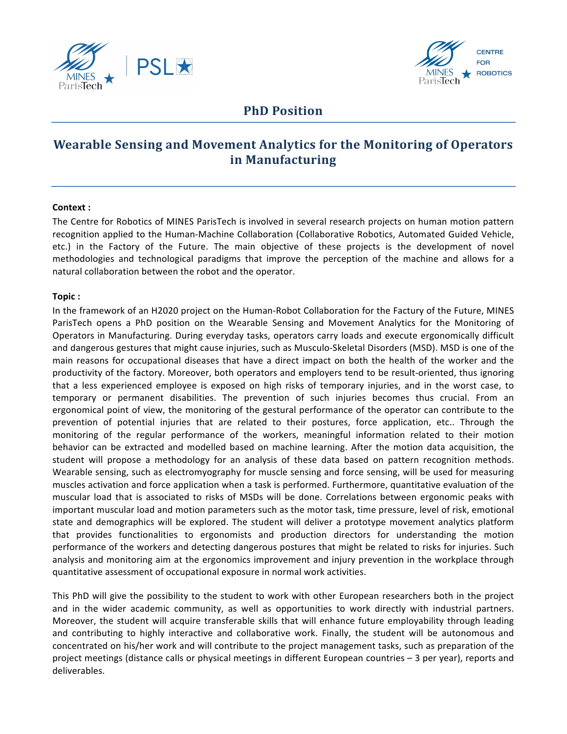# PhD Position

## Wearable Sensing and Movement Analytics for the Monitoring of Operators in Manufacturing

**Context :**

The Centre for Robotics of MINES ParisTech is involved in several research projects on human motion pattern recognition applied to the Human-Machine Collaboration (Collaborative Robotics, Automated Guided Vehicle, etc.) in the Factory of the Future. The main objective of these projects is the development of novel methodologies and technological paradigms that improve the perception of the machine and allows for a natural collaboration between the robot and the operator.

**Topic :**

In the framework of an H2020 project on the Human-Robot Collaboration for the Factury of the Future, MINES ParisTech opens a PhD position on the Wearable Sensing and Movement Analytics for the Monitoring of Operators in Manufacturing. During everyday tasks, operators carry loads and execute ergonomically difficult and dangerous gestures that might cause injuries, such as Musculo-Skeletal Disorders (MSD). MSD is one of the main reasons for occupational diseases that have a direct impact on both the health of the worker and the productivity of the factory. Moreover, both operators and employers tend to be result-oriented, thus ignoring that a less experienced employee is exposed on high risks of temporary injuries, and in the worst case, to temporary or permanent disabilities. The prevention of such injuries becomes thus crucial. From an ergonomical point of view, the monitoring of the gestural performance of the operator can contribute to the prevention of potential injuries that are related to their postures, force application, etc.. Through the monitoring of the regular performance of the workers, meaningful information related to their motion behavior can be extracted and modelled based on machine learning. After the motion data acquisition, the student will propose a methodology for an analysis of these data based on pattern recognition methods. Wearable sensing, such as electromyography for muscle sensing and force sensing, will be used for measuring muscles activation and force application when a task is performed. Furthermore, quantitative evaluation of the muscular load that is associated to risks of MSDs will be done. Correlations between ergonomic peaks with important muscular load and motion parameters such as the motor task, time pressure, level of risk, emotional state and demographics will be explored. The student will deliver a prototype movement analytics platform that provides functionalities to ergonomists and production directors for understanding the motion performance of the workers and detecting dangerous postures that might be related to risks for injuries. Such analysis and monitoring aim at the ergonomics improvement and injury prevention in the workplace through quantitative assessment of occupational exposure in normal work activities.

This PhD will give the possibility to the student to work with other European researchers both in the project and in the wider academic community, as well as opportunities to work directly with industrial partners. Moreover, the student will acquire transferable skills that will enhance future employability through leading and contributing to highly interactive and collaborative work. Finally, the student will be autonomous and concentrated on his/her work and will contribute to the project management tasks, such as preparation of the project meetings (distance calls or physical meetings in different European countries – 3 per year), reports and deliverables.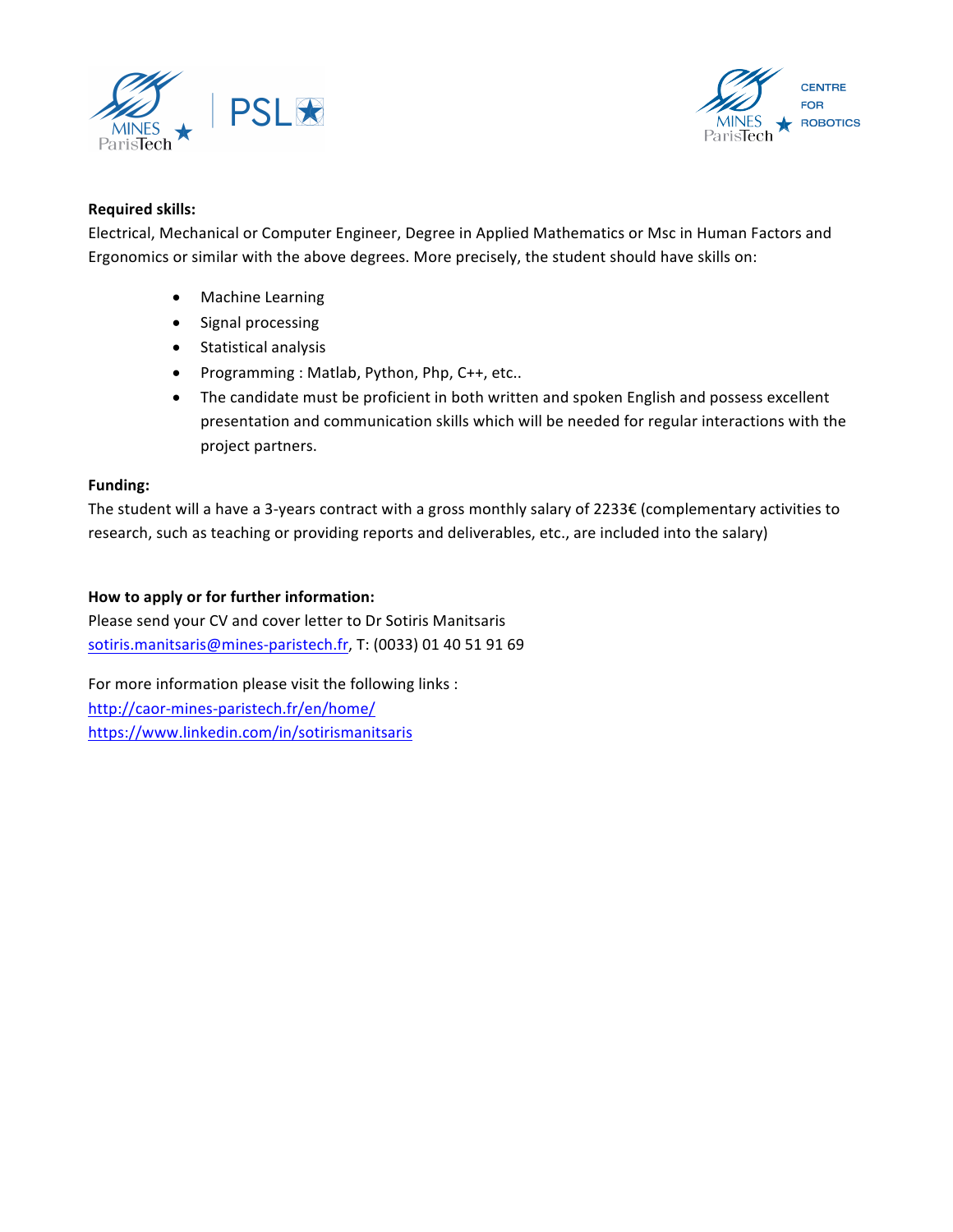**Required skills:**

Electrical, Mechanical or Computer Engineer, Degree in Applied Mathematics or Msc in Human Factors and Ergonomics or similar with the above degrees. More precisely, the student should have skills on:

- Machine Learning
- Signal processing
- Statistical analysis
- Programming : Matlab, Python, Php, C++, etc..
- The candidate must be proficient in both written and spoken English and possess excellent presentation and communication skills which will be needed for regular interactions with the project partners.

**Funding:**

The student will a have a 3-years contract with a gross monthly salary of 2233€ (complementary activities to research, such as teaching or providing reports and deliverables, etc., are included into the salary)

**How to apply or for further information:**

Please send your CV and cover letter to Dr Sotiris Manitsaris
sotiris.manitsaris@mines-paristech.fr, T: (0033) 01 40 51 91 69

For more information please visit the following links :
http://caor-mines-paristech.fr/en/home/
https://www.linkedin.com/in/sotirismanitsaris